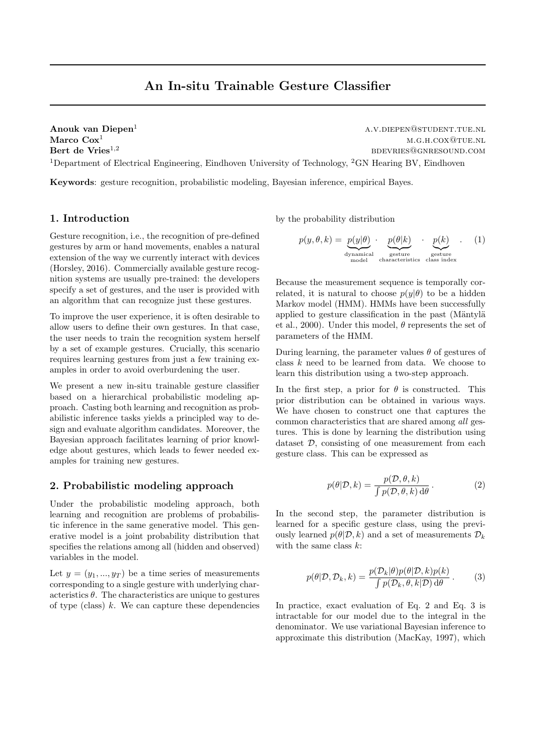# An In-situ Trainable Gesture Classifier

**Anouk van Diepen**[1] A.V.DIEPEN@STUDENT.TUE.NL
**Marco Cox**[1] M.G.H.COX@TUE.NL
**Bert de Vries**[1,2] BDEVRIES@GNRESOUND.COM

[1]Department of Electrical Engineering, Eindhoven University of Technology, [2]GN Hearing BV, Eindhoven

**Keywords**: gesture recognition, probabilistic modeling, Bayesian inference, empirical Bayes.

## 1. Introduction

Gesture recognition, i.e., the recognition of pre-defined gestures by arm or hand movements, enables a natural extension of the way we currently interact with devices (Horsley, 2016). Commercially available gesture recognition systems are usually pre-trained: the developers specify a set of gestures, and the user is provided with an algorithm that can recognize just these gestures.

To improve the user experience, it is often desirable to allow users to define their own gestures. In that case, the user needs to train the recognition system herself by a set of example gestures. Crucially, this scenario requires learning gestures from just a few training examples in order to avoid overburdening the user.

We present a new in-situ trainable gesture classifier based on a hierarchical probabilistic modeling approach. Casting both learning and recognition as probabilistic inference tasks yields a principled way to design and evaluate algorithm candidates. Moreover, the Bayesian approach facilitates learning of prior knowledge about gestures, which leads to fewer needed examples for training new gestures.

## 2. Probabilistic modeling approach

Under the probabilistic modeling approach, both learning and recognition are problems of probabilistic inference in the same generative model. This generative model is a joint probability distribution that specifies the relations among all (hidden and observed) variables in the model.

Let $y = (y_1, ..., y_T)$ be a time series of measurements corresponding to a single gesture with underlying characteristics $\theta$. The characteristics are unique to gestures of type (class) $k$. We can capture these dependencies by the probability distribution

$$p(y, \theta, k) = \underbrace{p(y|\theta)}_{\substack{\text{dynamical}\\\text{model}}} \cdot \underbrace{p(\theta|k)}_{\substack{\text{gesture}\\\text{characteristics}}} \cdot \underbrace{p(k)}_{\substack{\text{gesture}\\\text{class index}}} . \quad (1)$$

Because the measurement sequence is temporally correlated, it is natural to choose $p(y|\theta)$ to be a hidden Markov model (HMM). HMMs have been successfully applied to gesture classification in the past (Mäntylä et al., 2000). Under this model, $\theta$ represents the set of parameters of the HMM.

During learning, the parameter values $\theta$ of gestures of class $k$ need to be learned from data. We choose to learn this distribution using a two-step approach.

In the first step, a prior for $\theta$ is constructed. This prior distribution can be obtained in various ways. We have chosen to construct one that captures the common characteristics that are shared among *all* gestures. This is done by learning the distribution using dataset $\mathcal{D}$, consisting of one measurement from each gesture class. This can be expressed as

$$p(\theta|\mathcal{D}, k) = \frac{p(\mathcal{D}, \theta, k)}{\int p(\mathcal{D}, \theta, k) \, \mathrm{d}\theta} . \quad (2)$$

In the second step, the parameter distribution is learned for a specific gesture class, using the previously learned $p(\theta|\mathcal{D}, k)$ and a set of measurements $\mathcal{D}_k$ with the same class $k$:

$$p(\theta|\mathcal{D}, \mathcal{D}_k, k) = \frac{p(\mathcal{D}_k|\theta) p(\theta|\mathcal{D}, k) p(k)}{\int p(\mathcal{D}_k, \theta, k|\mathcal{D}) \, \mathrm{d}\theta} . \quad (3)$$

In practice, exact evaluation of Eq. 2 and Eq. 3 is intractable for our model due to the integral in the denominator. We use variational Bayesian inference to approximate this distribution (MacKay, 1997), which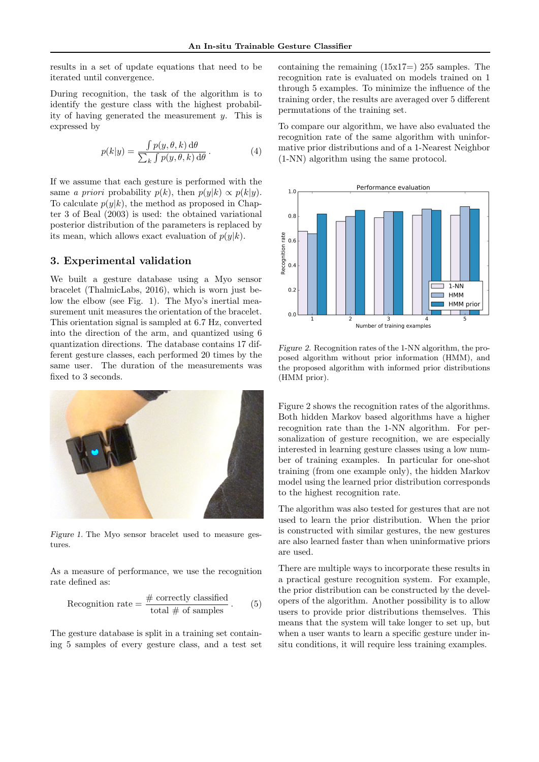results in a set of update equations that need to be iterated until convergence.

During recognition, the task of the algorithm is to identify the gesture class with the highest probability of having generated the measurement $y$. This is expressed by

$$p(k|y) = \frac{\int p(y, \theta, k) \, \mathrm{d}\theta}{\sum_k \int p(y, \theta, k) \, \mathrm{d}\theta} \, . \tag{4}$$

If we assume that each gesture is performed with the same *a priori* probability $p(k)$, then $p(y|k) \propto p(k|y)$. To calculate $p(y|k)$, the method as proposed in Chapter 3 of Beal (2003) is used: the obtained variational posterior distribution of the parameters is replaced by its mean, which allows exact evaluation of $p(y|k)$.

## 3. Experimental validation

We built a gesture database using a Myo sensor bracelet (ThalmicLabs, 2016), which is worn just below the elbow (see Fig. 1). The Myo's inertial measurement unit measures the orientation of the bracelet. This orientation signal is sampled at 6.7 Hz, converted into the direction of the arm, and quantized using 6 quantization directions. The database contains 17 different gesture classes, each performed 20 times by the same user. The duration of the measurements was fixed to 3 seconds.

*Figure 1.* The Myo sensor bracelet used to measure gestures.

As a measure of performance, we use the recognition rate defined as:

$$\text{Recognition rate} = \frac{\text{\# correctly classified}}{\text{total \# of samples}} \, . \tag{5}$$

The gesture database is split in a training set containing 5 samples of every gesture class, and a test set containing the remaining (15x17=) 255 samples. The recognition rate is evaluated on models trained on 1 through 5 examples. To minimize the influence of the training order, the results are averaged over 5 different permutations of the training set.

To compare our algorithm, we have also evaluated the recognition rate of the same algorithm with uninformative prior distributions and of a 1-Nearest Neighbor (1-NN) algorithm using the same protocol.

*Figure 2.* Recognition rates of the 1-NN algorithm, the proposed algorithm without prior information (HMM), and the proposed algorithm with informed prior distributions (HMM prior).

Figure 2 shows the recognition rates of the algorithms. Both hidden Markov based algorithms have a higher recognition rate than the 1-NN algorithm. For personalization of gesture recognition, we are especially interested in learning gesture classes using a low number of training examples. In particular for one-shot training (from one example only), the hidden Markov model using the learned prior distribution corresponds to the highest recognition rate.

The algorithm was also tested for gestures that are not used to learn the prior distribution. When the prior is constructed with similar gestures, the new gestures are also learned faster than when uninformative priors are used.

There are multiple ways to incorporate these results in a practical gesture recognition system. For example, the prior distribution can be constructed by the developers of the algorithm. Another possibility is to allow users to provide prior distributions themselves. This means that the system will take longer to set up, but when a user wants to learn a specific gesture under in-situ conditions, it will require less training examples.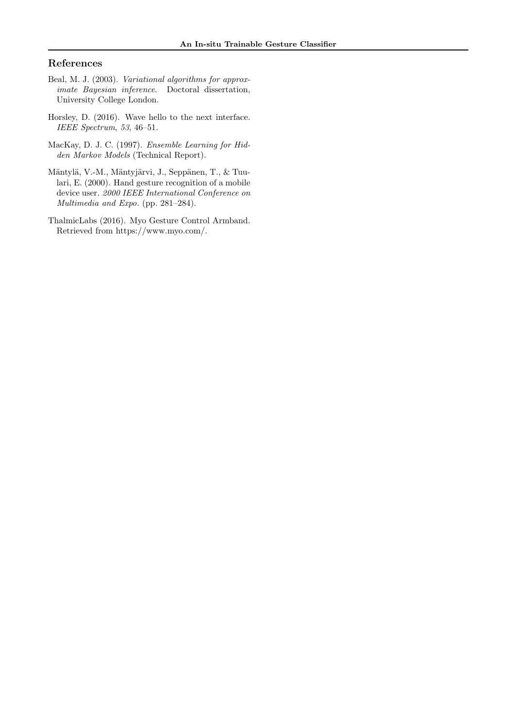## References

Beal, M. J. (2003). *Variational algorithms for approximate Bayesian inference*. Doctoral dissertation, University College London.

Horsley, D. (2016). Wave hello to the next interface. *IEEE Spectrum*, *53*, 46–51.

MacKay, D. J. C. (1997). *Ensemble Learning for Hidden Markov Models* (Technical Report).

Mäntylä, V.-M., Mäntyjärvi, J., Seppänen, T., & Tuulari, E. (2000). Hand gesture recognition of a mobile device user. *2000 IEEE International Conference on Multimedia and Expo.* (pp. 281–284).

ThalmicLabs (2016). Myo Gesture Control Armband. Retrieved from https://www.myo.com/.